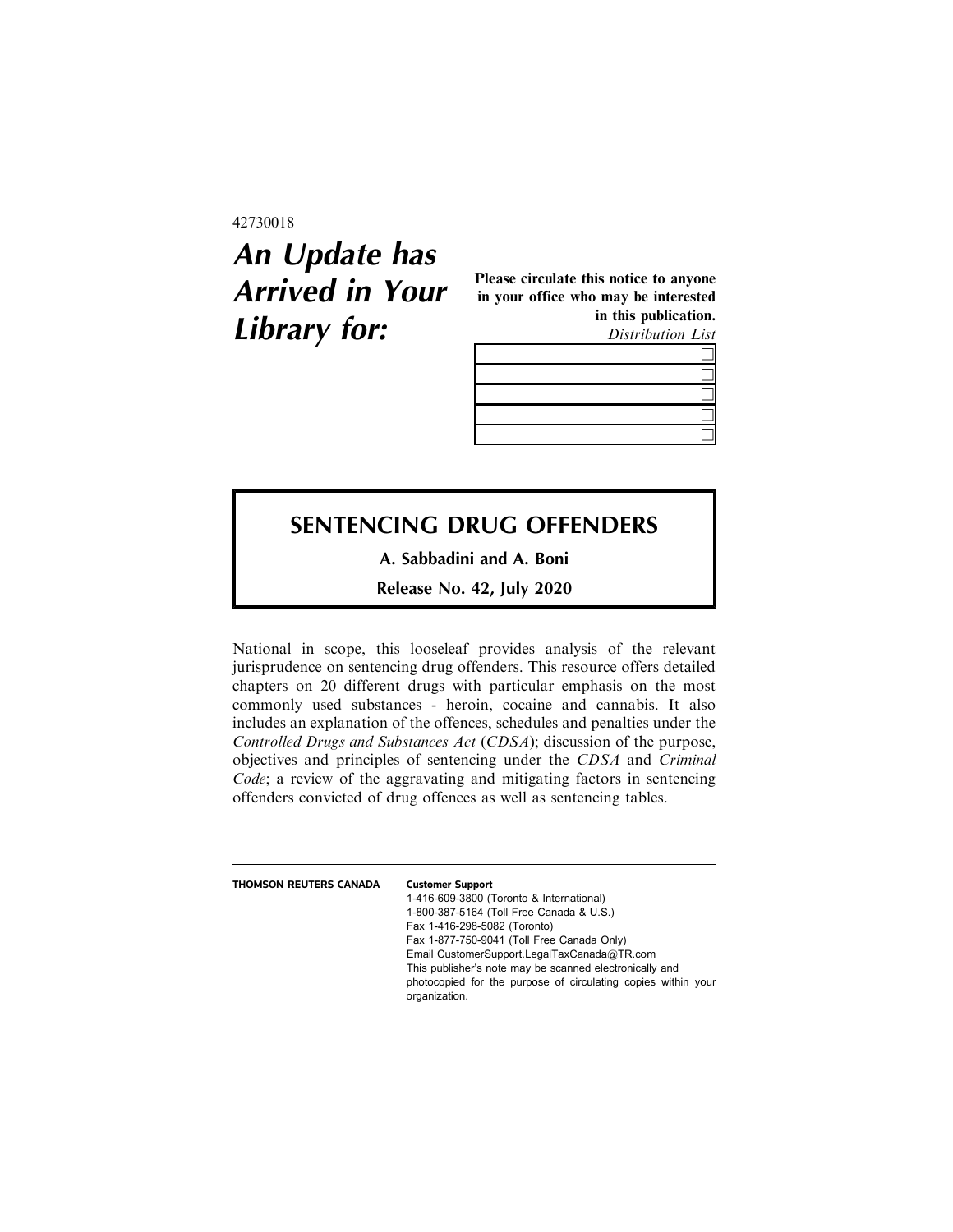42730018

# An Update has Arrived in Your Library for:

**Please circulate this notice to anyone in your office who may be interested in this publication.**

*Distribution List*

| |
|---|
| ☐ |
| ☐ |
| ☐ |
| ☐ |
| ☐ |

## SENTENCING DRUG OFFENDERS

**A. Sabbadini and A. Boni**

**Release No. 42, July 2020**

National in scope, this looseleaf provides analysis of the relevant jurisprudence on sentencing drug offenders. This resource offers detailed chapters on 20 different drugs with particular emphasis on the most commonly used substances - heroin, cocaine and cannabis. It also includes an explanation of the offences, schedules and penalties under the *Controlled Drugs and Substances Act* (*CDSA*); discussion of the purpose, objectives and principles of sentencing under the *CDSA* and *Criminal Code*; a review of the aggravating and mitigating factors in sentencing offenders convicted of drug offences as well as sentencing tables.

---

**THOMSON REUTERS CANADA**

**Customer Support**
1-416-609-3800 (Toronto & International)
1-800-387-5164 (Toll Free Canada & U.S.)
Fax 1-416-298-5082 (Toronto)
Fax 1-877-750-9041 (Toll Free Canada Only)
Email CustomerSupport.LegalTaxCanada@TR.com
This publisher's note may be scanned electronically and photocopied for the purpose of circulating copies within your organization.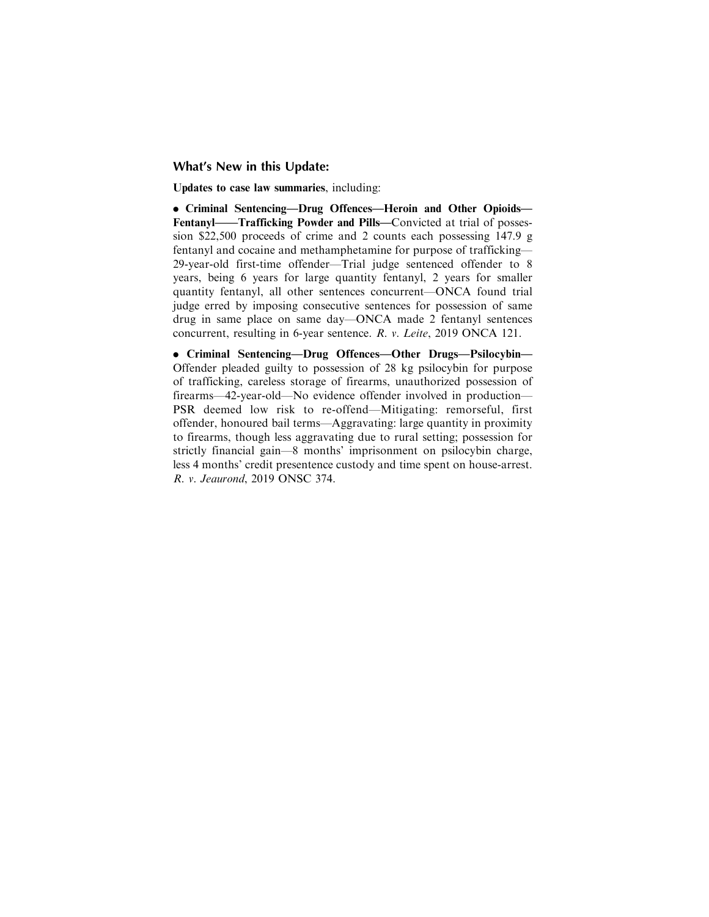## What's New in this Update:

**Updates to case law summaries**, including:

- **Criminal Sentencing—Drug Offences—Heroin and Other Opioids—Fentanyl——Trafficking Powder and Pills—**Convicted at trial of possession $22,500 proceeds of crime and 2 counts each possessing 147.9 g fentanyl and cocaine and methamphetamine for purpose of trafficking—29-year-old first-time offender—Trial judge sentenced offender to 8 years, being 6 years for large quantity fentanyl, 2 years for smaller quantity fentanyl, all other sentences concurrent—ONCA found trial judge erred by imposing consecutive sentences for possession of same drug in same place on same day—ONCA made 2 fentanyl sentences concurrent, resulting in 6-year sentence. *R. v. Leite*, 2019 ONCA 121.

- **Criminal Sentencing—Drug Offences—Other Drugs—Psilocybin—**Offender pleaded guilty to possession of 28 kg psilocybin for purpose of trafficking, careless storage of firearms, unauthorized possession of firearms—42-year-old—No evidence offender involved in production—PSR deemed low risk to re-offend—Mitigating: remorseful, first offender, honoured bail terms—Aggravating: large quantity in proximity to firearms, though less aggravating due to rural setting; possession for strictly financial gain—8 months' imprisonment on psilocybin charge, less 4 months' credit presentence custody and time spent on house-arrest. *R. v. Jeaurond*, 2019 ONSC 374.